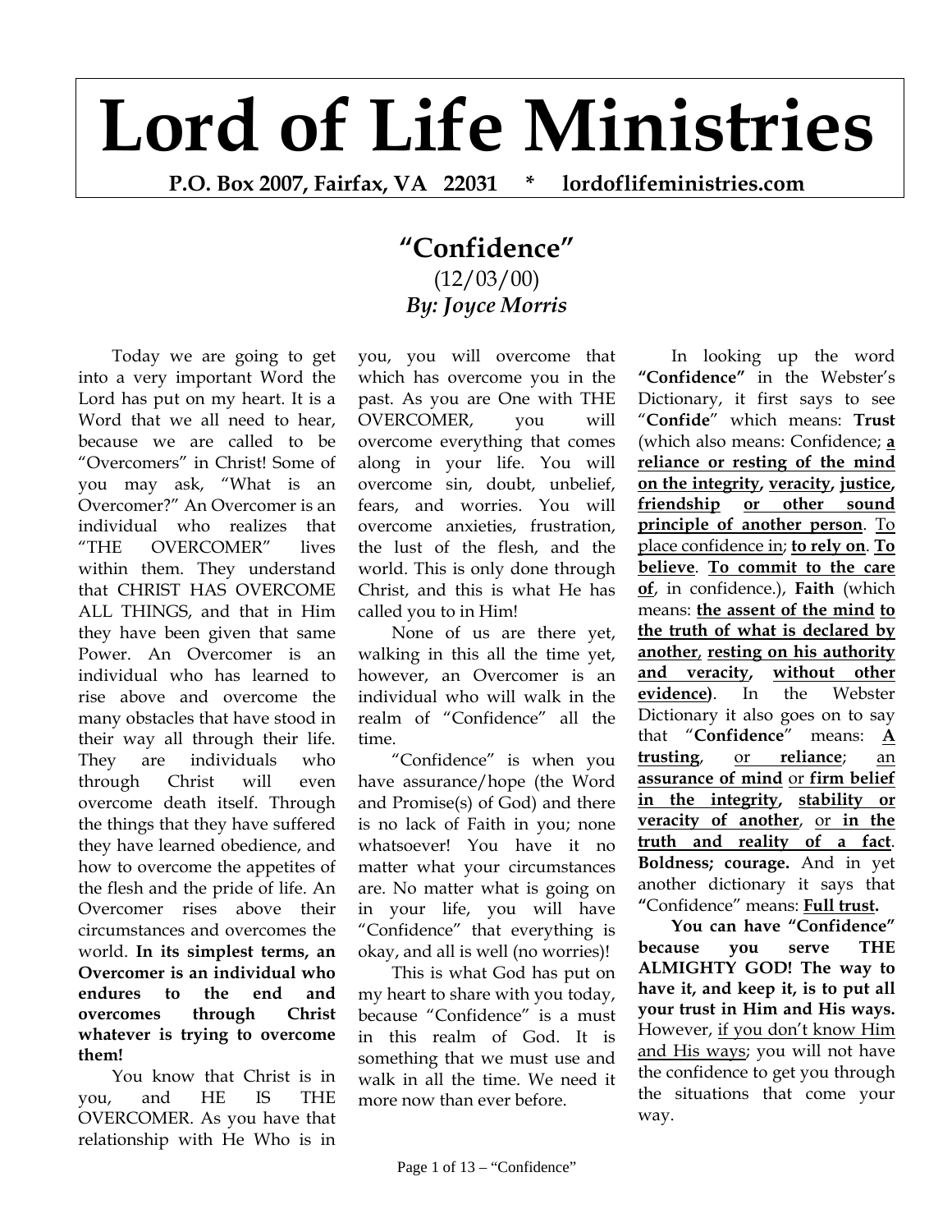# Lord of Life Ministries

**P.O. Box 2007, Fairfax, VA 22031 * lordoflifeministries.com**

## "Confidence"

(12/03/00)

***By: Joyce Morris***

Today we are going to get into a very important Word the Lord has put on my heart. It is a Word that we all need to hear, because we are called to be "Overcomers" in Christ! Some of you may ask, "What is an Overcomer?" An Overcomer is an individual who realizes that "THE OVERCOMER" lives within them. They understand that CHRIST HAS OVERCOME ALL THINGS, and that in Him they have been given that same Power. An Overcomer is an individual who has learned to rise above and overcome the many obstacles that have stood in their way all through their life. They are individuals who through Christ will even overcome death itself. Through the things that they have suffered they have learned obedience, and how to overcome the appetites of the flesh and the pride of life. An Overcomer rises above their circumstances and overcomes the world. **In its simplest terms, an Overcomer is an individual who endures to the end and overcomes through Christ whatever is trying to overcome them!**

You know that Christ is in you, and HE IS THE OVERCOMER. As you have that relationship with He Who is in you, you will overcome that which has overcome you in the past. As you are One with THE OVERCOMER, you will overcome everything that comes along in your life. You will overcome sin, doubt, unbelief, fears, and worries. You will overcome anxieties, frustration, the lust of the flesh, and the world. This is only done through Christ, and this is what He has called you to in Him!

None of us are there yet, walking in this all the time yet, however, an Overcomer is an individual who will walk in the realm of "Confidence" all the time.

"Confidence" is when you have assurance/hope (the Word and Promise(s) of God) and there is no lack of Faith in you; none whatsoever! You have it no matter what your circumstances are. No matter what is going on in your life, you will have "Confidence" that everything is okay, and all is well (no worries)!

This is what God has put on my heart to share with you today, because "Confidence" is a must in this realm of God. It is something that we must use and walk in all the time. We need it more now than ever before.

In looking up the word **"Confidence"** in the Webster's Dictionary, it first says to see "**Confide**" which means: **Trust** (which also means: Confidence; **<u>a reliance or resting of the mind on the integrity</u>, <u>veracity</u>, <u>justice</u>, <u>friendship</u> <u>or other sound principle of another person</u>**. <u>To place confidence in</u>; **<u>to rely on</u>**. **<u>To believe</u>**. **<u>To commit to the care of</u>**, in confidence.), **Faith** (which means: **<u>the assent of the mind</u> <u>to the truth of what is declared by another</u>**, **<u>resting on his authority and veracity</u>, <u>without other evidence</u>)**. In the Webster Dictionary it also goes on to say that "**Confidence**" means: **<u>A trusting</u>**, <u>or</u> **<u>reliance</u>**; <u>an</u> **<u>assurance of mind</u>** <u>or</u> **<u>firm belief in the integrity</u>, <u>stability or veracity of another</u>**, <u>or</u> **<u>in the truth and reality of a fact</u>**. **Boldness; courage.** And in yet another dictionary it says that **"**Confidence" means: **<u>Full trust</u>.**

**You can have "Confidence" because you serve THE ALMIGHTY GOD! The way to have it, and keep it, is to put all your trust in Him and His ways.** However, <u>if you don't know Him and His ways</u>; you will not have the confidence to get you through the situations that come your way.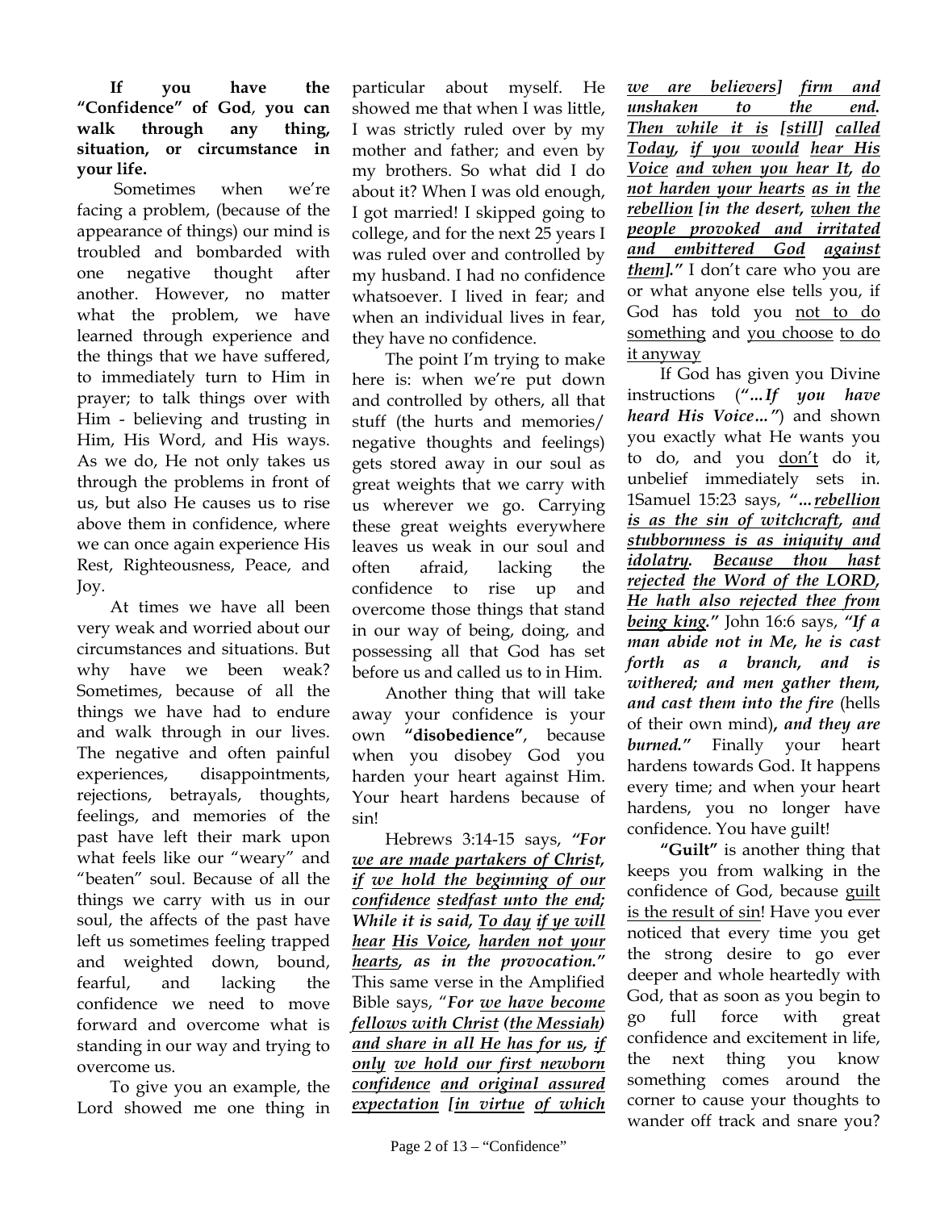**If you have the "Confidence" of God, you can walk through any thing, situation, or circumstance in your life.**

Sometimes when we're facing a problem, (because of the appearance of things) our mind is troubled and bombarded with one negative thought after another. However, no matter what the problem, we have learned through experience and the things that we have suffered, to immediately turn to Him in prayer; to talk things over with Him - believing and trusting in Him, His Word, and His ways. As we do, He not only takes us through the problems in front of us, but also He causes us to rise above them in confidence, where we can once again experience His Rest, Righteousness, Peace, and Joy.

At times we have all been very weak and worried about our circumstances and situations. But why have we been weak? Sometimes, because of all the things we have had to endure and walk through in our lives. The negative and often painful experiences, disappointments, rejections, betrayals, thoughts, feelings, and memories of the past have left their mark upon what feels like our "weary" and "beaten" soul. Because of all the things we carry with us in our soul, the affects of the past have left us sometimes feeling trapped and weighted down, bound, fearful, and lacking the confidence we need to move forward and overcome what is standing in our way and trying to overcome us.

To give you an example, the Lord showed me one thing in particular about myself. He showed me that when I was little, I was strictly ruled over by my mother and father; and even by my brothers. So what did I do about it? When I was old enough, I got married! I skipped going to college, and for the next 25 years I was ruled over and controlled by my husband. I had no confidence whatsoever. I lived in fear; and when an individual lives in fear, they have no confidence.

The point I'm trying to make here is: when we're put down and controlled by others, all that stuff (the hurts and memories/ negative thoughts and feelings) gets stored away in our soul as great weights that we carry with us wherever we go. Carrying these great weights everywhere leaves us weak in our soul and often afraid, lacking the confidence to rise up and overcome those things that stand in our way of being, doing, and possessing all that God has set before us and called us to in Him.

Another thing that will take away your confidence is your own **"disobedience"**, because when you disobey God you harden your heart against Him. Your heart hardens because of sin!

Hebrews 3:14-15 says, ***"For <u>we are made partakers of Christ</u>, <u>if</u> <u>we hold the beginning of our confidence</u> <u>stedfast unto the end</u>; While it is said, <u>To day</u> <u>if ye will hear</u> <u>His Voice</u>, <u>harden not your hearts</u>, as in the provocation."*** This same verse in the Amplified Bible says, "***For <u>we have become fellows with Christ</u> (<u>the Messiah</u>) <u>and share in all He has for us</u>, <u>if only</u> <u>we hold our first newborn confidence</u> <u>and original assured expectation</u> [<u>in virtue</u> <u>of which we are believers</u>] <u>firm and unshaken to the end</u>. <u>Then while it is</u> [<u>still</u>] <u>called Today</u>, <u>if you would</u> <u>hear His Voice</u> <u>and when you hear It</u>, <u>do not harden your hearts</u> <u>as in</u> <u>the rebellion</u> [<u>in the desert</u>, <u>when the people provoked and irritated and embittered God</u> <u>against them</u>]."*** I don't care who you are or what anyone else tells you, if God has told you <u>not to do something</u> and <u>you choose</u> <u>to do it anyway</u>

If God has given you Divine instructions (***"…If you have heard His Voice…"***) and shown you exactly what He wants you to do, and you <u>don't</u> do it, unbelief immediately sets in. 1Samuel 15:23 says, ***"…<u>rebellion is as the sin of witchcraft</u>, <u>and stubbornness is as iniquity and idolatry</u>. <u>Because thou hast rejected</u> <u>the Word of the LORD</u>, <u>He hath also rejected thee from being king</u>."*** John 16:6 says, ***"If a man abide not in Me, he is cast forth as a branch, and is withered; and men gather them, and cast them into the fire*** (hells of their own mind)***, and they are burned."*** Finally your heart hardens towards God. It happens every time; and when your heart hardens, you no longer have confidence. You have guilt!

**"Guilt"** is another thing that keeps you from walking in the confidence of God, because <u>guilt is the result of sin</u>! Have you ever noticed that every time you get the strong desire to go ever deeper and whole heartedly with God, that as soon as you begin to go full force with great confidence and excitement in life, the next thing you know something comes around the corner to cause your thoughts to wander off track and snare you?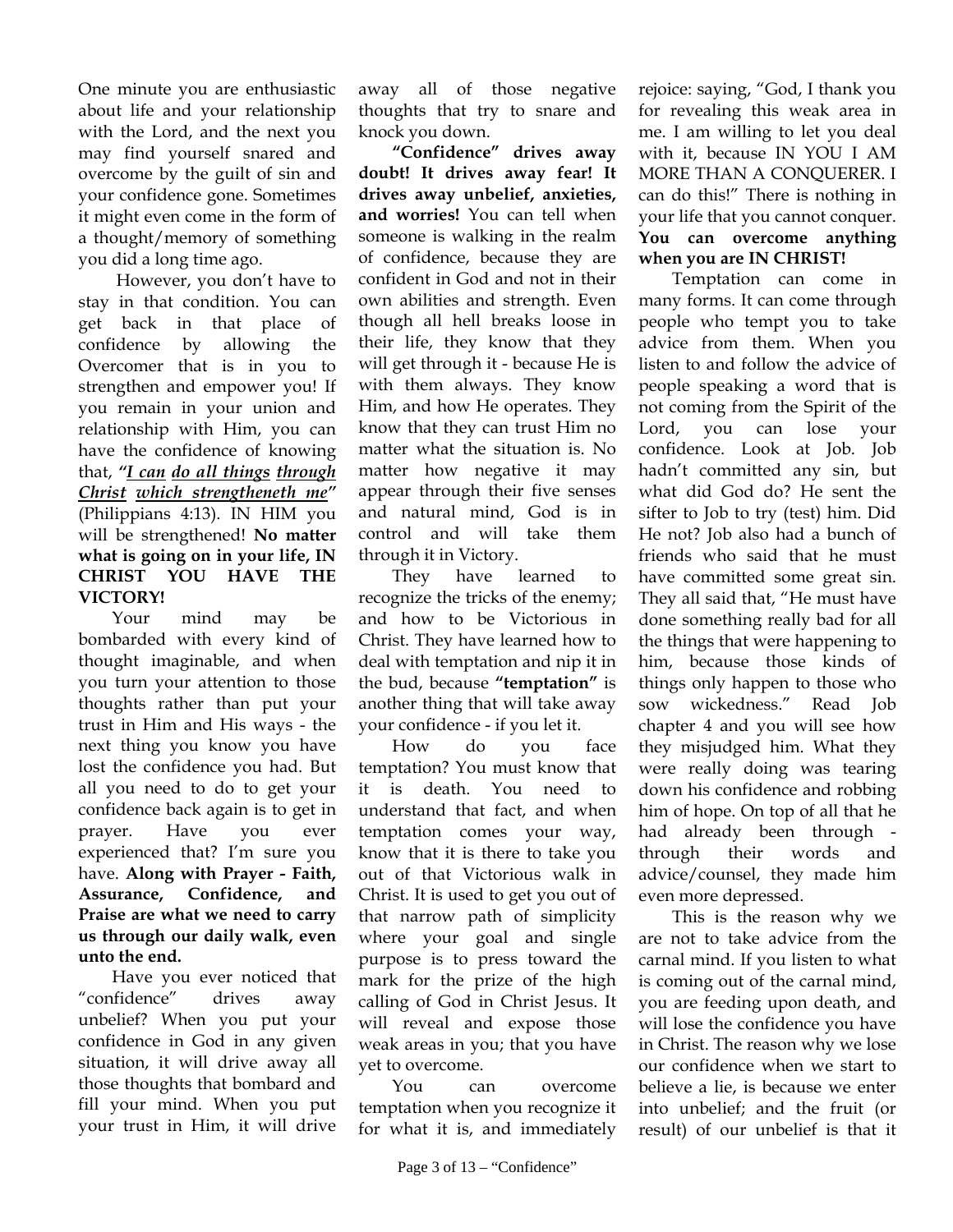One minute you are enthusiastic about life and your relationship with the Lord, and the next you may find yourself snared and overcome by the guilt of sin and your confidence gone. Sometimes it might even come in the form of a thought/memory of something you did a long time ago.

However, you don't have to stay in that condition. You can get back in that place of confidence by allowing the Overcomer that is in you to strengthen and empower you! If you remain in your union and relationship with Him, you can have the confidence of knowing that, *"I can do all things through Christ which strengtheneth me"* (Philippians 4:13). IN HIM you will be strengthened! **No matter what is going on in your life, IN CHRIST YOU HAVE THE VICTORY!**

Your mind may be bombarded with every kind of thought imaginable, and when you turn your attention to those thoughts rather than put your trust in Him and His ways - the next thing you know you have lost the confidence you had. But all you need to do to get your confidence back again is to get in prayer. Have you ever experienced that? I'm sure you have. **Along with Prayer - Faith, Assurance, Confidence, and Praise are what we need to carry us through our daily walk, even unto the end.**

Have you ever noticed that "confidence" drives away unbelief? When you put your confidence in God in any given situation, it will drive away all those thoughts that bombard and fill your mind. When you put your trust in Him, it will drive away all of those negative thoughts that try to snare and knock you down.

**"Confidence" drives away doubt! It drives away fear! It drives away unbelief, anxieties, and worries!** You can tell when someone is walking in the realm of confidence, because they are confident in God and not in their own abilities and strength. Even though all hell breaks loose in their life, they know that they will get through it - because He is with them always. They know Him, and how He operates. They know that they can trust Him no matter what the situation is. No matter how negative it may appear through their five senses and natural mind, God is in control and will take them through it in Victory.

They have learned to recognize the tricks of the enemy; and how to be Victorious in Christ. They have learned how to deal with temptation and nip it in the bud, because **"temptation"** is another thing that will take away your confidence - if you let it.

How do you face temptation? You must know that it is death. You need to understand that fact, and when temptation comes your way, know that it is there to take you out of that Victorious walk in Christ. It is used to get you out of that narrow path of simplicity where your goal and single purpose is to press toward the mark for the prize of the high calling of God in Christ Jesus. It will reveal and expose those weak areas in you; that you have yet to overcome.

You can overcome temptation when you recognize it for what it is, and immediately rejoice: saying, "God, I thank you for revealing this weak area in me. I am willing to let you deal with it, because IN YOU I AM MORE THAN A CONQUERER. I can do this!" There is nothing in your life that you cannot conquer. **You can overcome anything when you are IN CHRIST!**

Temptation can come in many forms. It can come through people who tempt you to take advice from them. When you listen to and follow the advice of people speaking a word that is not coming from the Spirit of the Lord, you can lose your confidence. Look at Job. Job hadn't committed any sin, but what did God do? He sent the sifter to Job to try (test) him. Did He not? Job also had a bunch of friends who said that he must have committed some great sin. They all said that, "He must have done something really bad for all the things that were happening to him, because those kinds of things only happen to those who sow wickedness." Read Job chapter 4 and you will see how they misjudged him. What they were really doing was tearing down his confidence and robbing him of hope. On top of all that he had already been through - through their words and advice/counsel, they made him even more depressed.

This is the reason why we are not to take advice from the carnal mind. If you listen to what is coming out of the carnal mind, you are feeding upon death, and will lose the confidence you have in Christ. The reason why we lose our confidence when we start to believe a lie, is because we enter into unbelief; and the fruit (or result) of our unbelief is that it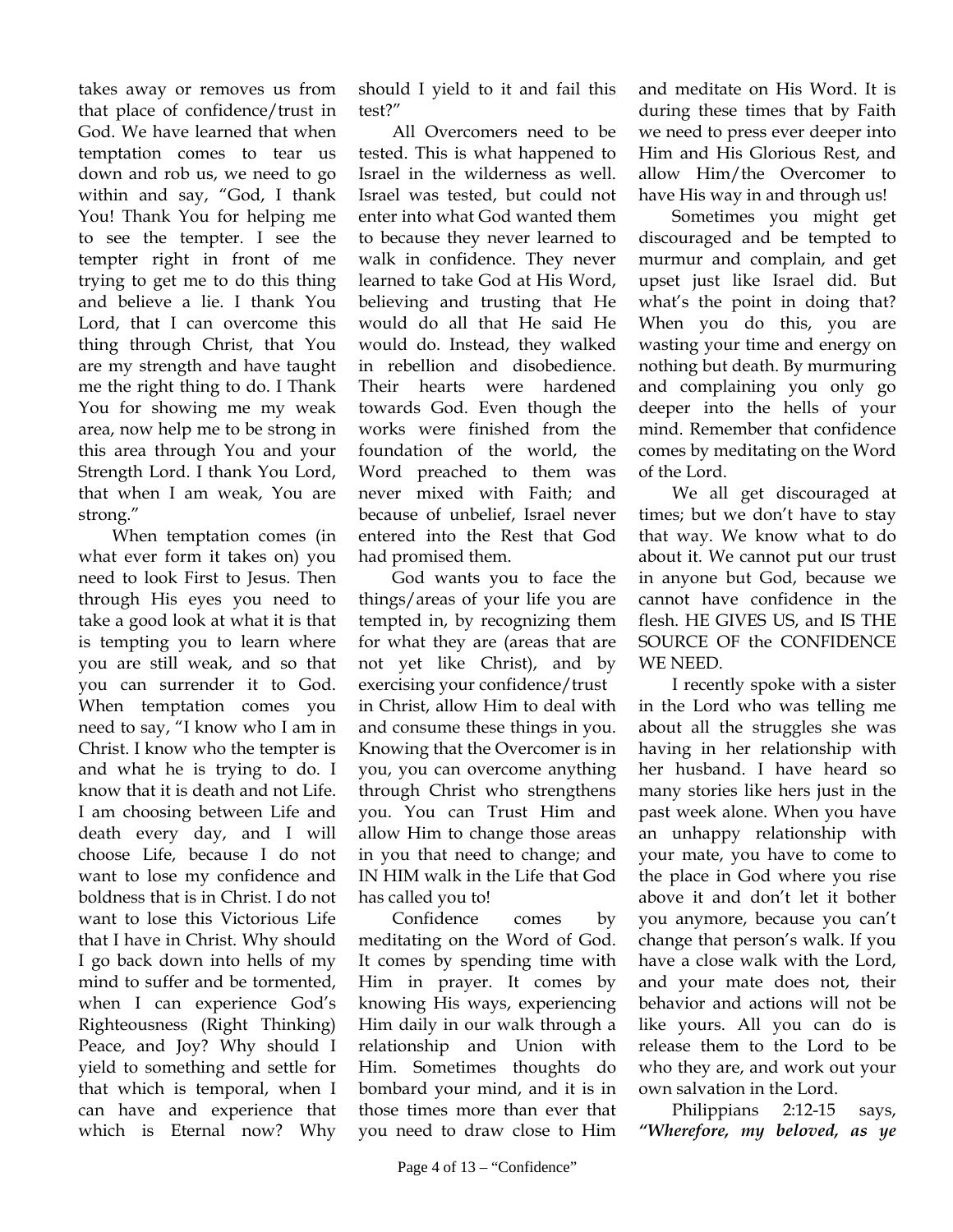takes away or removes us from that place of confidence/trust in God. We have learned that when temptation comes to tear us down and rob us, we need to go within and say, "God, I thank You! Thank You for helping me to see the tempter. I see the tempter right in front of me trying to get me to do this thing and believe a lie. I thank You Lord, that I can overcome this thing through Christ, that You are my strength and have taught me the right thing to do. I Thank You for showing me my weak area, now help me to be strong in this area through You and your Strength Lord. I thank You Lord, that when I am weak, You are strong."

When temptation comes (in what ever form it takes on) you need to look First to Jesus. Then through His eyes you need to take a good look at what it is that is tempting you to learn where you are still weak, and so that you can surrender it to God. When temptation comes you need to say, "I know who I am in Christ. I know who the tempter is and what he is trying to do. I know that it is death and not Life. I am choosing between Life and death every day, and I will choose Life, because I do not want to lose my confidence and boldness that is in Christ. I do not want to lose this Victorious Life that I have in Christ. Why should I go back down into hells of my mind to suffer and be tormented, when I can experience God's Righteousness (Right Thinking) Peace, and Joy? Why should I yield to something and settle for that which is temporal, when I can have and experience that which is Eternal now? Why should I yield to it and fail this test?"

All Overcomers need to be tested. This is what happened to Israel in the wilderness as well. Israel was tested, but could not enter into what God wanted them to because they never learned to walk in confidence. They never learned to take God at His Word, believing and trusting that He would do all that He said He would do. Instead, they walked in rebellion and disobedience. Their hearts were hardened towards God. Even though the works were finished from the foundation of the world, the Word preached to them was never mixed with Faith; and because of unbelief, Israel never entered into the Rest that God had promised them.

God wants you to face the things/areas of your life you are tempted in, by recognizing them for what they are (areas that are not yet like Christ), and by exercising your confidence/trust in Christ, allow Him to deal with and consume these things in you. Knowing that the Overcomer is in you, you can overcome anything through Christ who strengthens you. You can Trust Him and allow Him to change those areas in you that need to change; and IN HIM walk in the Life that God has called you to!

Confidence comes by meditating on the Word of God. It comes by spending time with Him in prayer. It comes by knowing His ways, experiencing Him daily in our walk through a relationship and Union with Him. Sometimes thoughts do bombard your mind, and it is in those times more than ever that you need to draw close to Him and meditate on His Word. It is during these times that by Faith we need to press ever deeper into Him and His Glorious Rest, and allow Him/the Overcomer to have His way in and through us!

Sometimes you might get discouraged and be tempted to murmur and complain, and get upset just like Israel did. But what's the point in doing that? When you do this, you are wasting your time and energy on nothing but death. By murmuring and complaining you only go deeper into the hells of your mind. Remember that confidence comes by meditating on the Word of the Lord.

We all get discouraged at times; but we don't have to stay that way. We know what to do about it. We cannot put our trust in anyone but God, because we cannot have confidence in the flesh. HE GIVES US, and IS THE SOURCE OF the CONFIDENCE WE NEED.

I recently spoke with a sister in the Lord who was telling me about all the struggles she was having in her relationship with her husband. I have heard so many stories like hers just in the past week alone. When you have an unhappy relationship with your mate, you have to come to the place in God where you rise above it and don't let it bother you anymore, because you can't change that person's walk. If you have a close walk with the Lord, and your mate does not, their behavior and actions will not be like yours. All you can do is release them to the Lord to be who they are, and work out your own salvation in the Lord.

Philippians 2:12-15 says, ***"Wherefore, my beloved, as ye***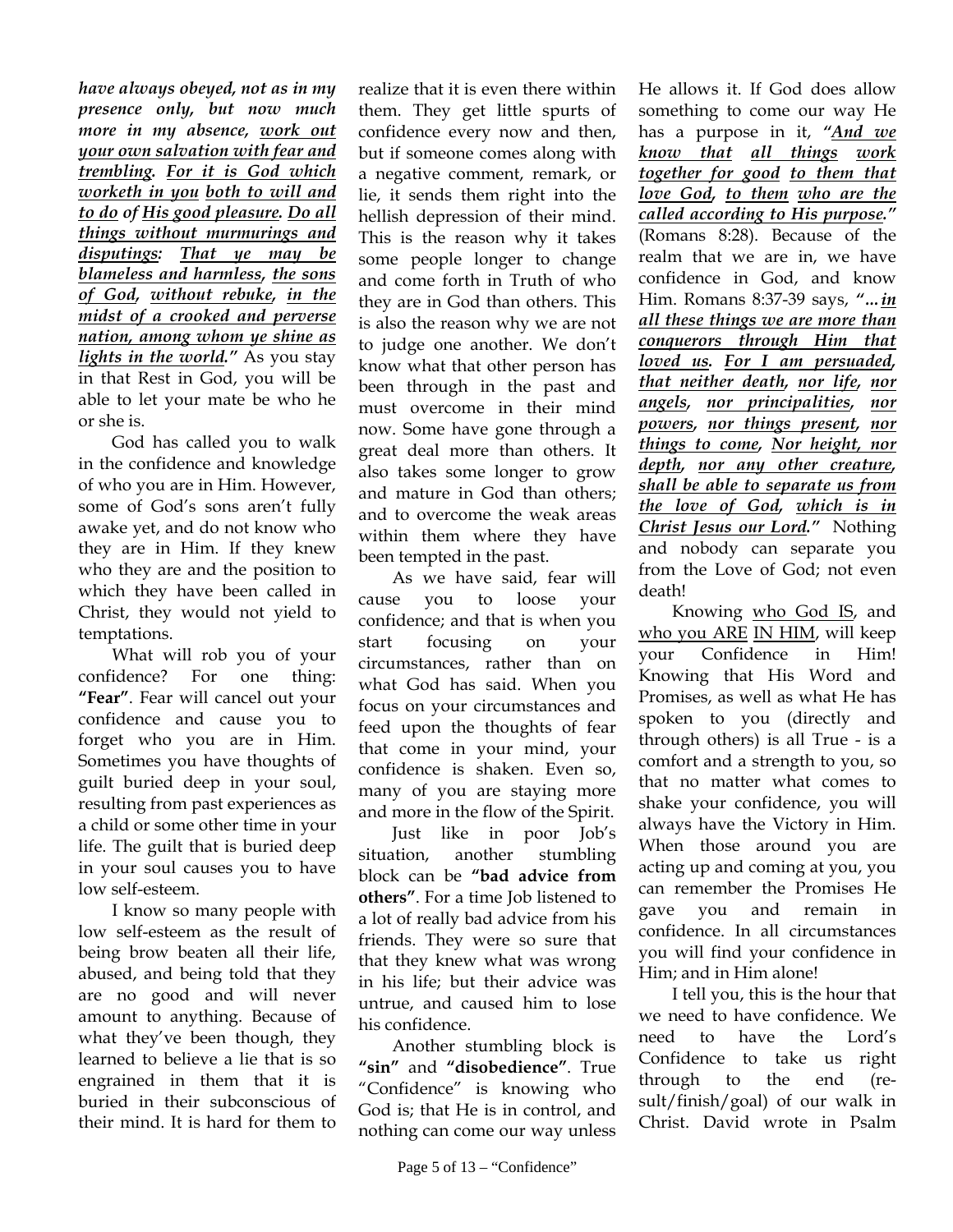***have always obeyed, not as in my presence only, but now much more in my absence, <u>work out your own salvation with fear and trembling</u>. <u>For it is God which worketh in you</u> <u>both to will and to do</u> of <u>His good pleasure</u>. <u>Do all things without murmurings and disputings</u>: <u>That ye may be blameless and harmless</u>, <u>the sons of God</u>, <u>without rebuke</u>, <u>in the midst of a crooked and perverse nation, among whom ye shine as lights in the world</u>."*** As you stay in that Rest in God, you will be able to let your mate be who he or she is.

God has called you to walk in the confidence and knowledge of who you are in Him. However, some of God's sons aren't fully awake yet, and do not know who they are in Him. If they knew who they are and the position to which they have been called in Christ, they would not yield to temptations.

What will rob you of your confidence? For one thing: **"Fear"**. Fear will cancel out your confidence and cause you to forget who you are in Him. Sometimes you have thoughts of guilt buried deep in your soul, resulting from past experiences as a child or some other time in your life. The guilt that is buried deep in your soul causes you to have low self-esteem.

I know so many people with low self-esteem as the result of being brow beaten all their life, abused, and being told that they are no good and will never amount to anything. Because of what they've been though, they learned to believe a lie that is so engrained in them that it is buried in their subconscious of their mind. It is hard for them to realize that it is even there within them. They get little spurts of confidence every now and then, but if someone comes along with a negative comment, remark, or lie, it sends them right into the hellish depression of their mind. This is the reason why it takes some people longer to change and come forth in Truth of who they are in God than others. This is also the reason why we are not to judge one another. We don't know what that other person has been through in the past and must overcome in their mind now. Some have gone through a great deal more than others. It also takes some longer to grow and mature in God than others; and to overcome the weak areas within them where they have been tempted in the past.

As we have said, fear will cause you to loose your confidence; and that is when you start focusing on your circumstances, rather than on what God has said. When you focus on your circumstances and feed upon the thoughts of fear that come in your mind, your confidence is shaken. Even so, many of you are staying more and more in the flow of the Spirit.

Just like in poor Job's situation, another stumbling block can be **"bad advice from others"**. For a time Job listened to a lot of really bad advice from his friends. They were so sure that that they knew what was wrong in his life; but their advice was untrue, and caused him to lose his confidence.

Another stumbling block is **"sin"** and **"disobedience"**. True "Confidence" is knowing who God is; that He is in control, and nothing can come our way unless He allows it. If God does allow something to come our way He has a purpose in it, ***"<u>And we know that</u> <u>all things</u> <u>work together for good</u> <u>to them that love God</u>, <u>to them</u> <u>who are the called according to His purpose</u>."*** (Romans 8:28). Because of the realm that we are in, we have confidence in God, and know Him. Romans 8:37-39 says, ***"…<u>in all these things we are more than conquerors through Him that loved us</u>. <u>For I am persuaded</u>, <u>that neither death</u>, <u>nor life</u>, <u>nor angels</u>, <u>nor principalities</u>, <u>nor powers</u>, <u>nor things present</u>, <u>nor things to come</u>, <u>Nor height, nor depth</u>, <u>nor any other creature</u>, <u>shall be able to separate us from the love of God</u>, <u>which is in Christ Jesus our Lord</u>."*** Nothing and nobody can separate you from the Love of God; not even death!

Knowing <u>who God IS</u>, and <u>who you ARE</u> <u>IN HIM</u>, will keep your Confidence in Him! Knowing that His Word and Promises, as well as what He has spoken to you (directly and through others) is all True - is a comfort and a strength to you, so that no matter what comes to shake your confidence, you will always have the Victory in Him. When those around you are acting up and coming at you, you can remember the Promises He gave you and remain in confidence. In all circumstances you will find your confidence in Him; and in Him alone!

I tell you, this is the hour that we need to have confidence. We need to have the Lord's Confidence to take us right through to the end (result/finish/goal) of our walk in Christ. David wrote in Psalm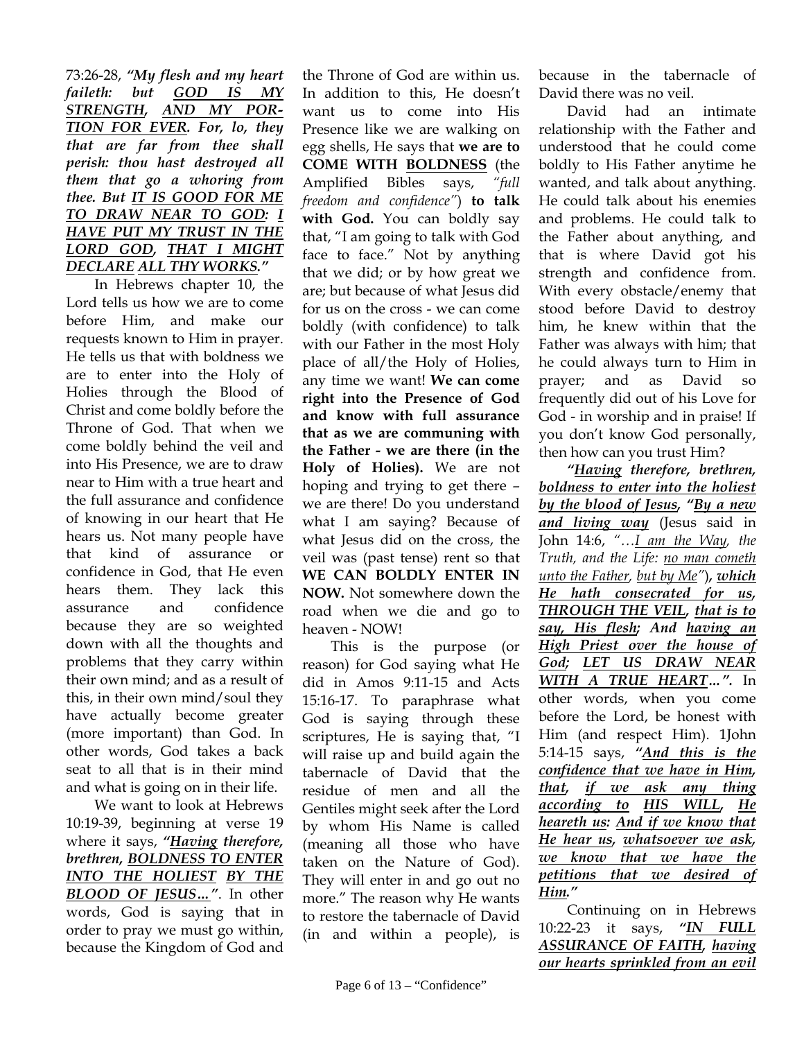73:26-28, ***"My flesh and my heart faileth: but <u>GOD IS MY STRENGTH</u>, <u>AND MY PORTION FOR EVER</u>. For, lo, they that are far from thee shall perish: thou hast destroyed all them that go a whoring from thee. But <u>IT IS GOOD FOR ME TO DRAW NEAR TO GOD</u>: <u>I HAVE PUT MY TRUST IN THE LORD GOD</u>, <u>THAT I MIGHT DECLARE</u> <u>ALL THY WORKS</u>."***

In Hebrews chapter 10, the Lord tells us how we are to come before Him, and make our requests known to Him in prayer. He tells us that with boldness we are to enter into the Holy of Holies through the Blood of Christ and come boldly before the Throne of God. That when we come boldly behind the veil and into His Presence, we are to draw near to Him with a true heart and the full assurance and confidence of knowing in our heart that He hears us. Not many people have that kind of assurance or confidence in God, that He even hears them. They lack this assurance and confidence because they are so weighted down with all the thoughts and problems that they carry within their own mind; and as a result of this, in their own mind/soul they have actually become greater (more important) than God. In other words, God takes a back seat to all that is in their mind and what is going on in their life.

We want to look at Hebrews 10:19-39, beginning at verse 19 where it says, ***"<u>Having</u> therefore, brethren, <u>BOLDNESS TO ENTER INTO THE HOLIEST</u> <u>BY THE BLOOD OF JESUS</u>…"***. In other words, God is saying that in order to pray we must go within, because the Kingdom of God and the Throne of God are within us. In addition to this, He doesn't want us to come into His Presence like we are walking on egg shells, He says that **we are to COME WITH <u>BOLDNESS</u>** (the Amplified Bibles says, *"full freedom and confidence"*) **to talk with God.** You can boldly say that, "I am going to talk with God face to face." Not by anything that we did; or by how great we are; but because of what Jesus did for us on the cross - we can come boldly (with confidence) to talk with our Father in the most Holy place of all/the Holy of Holies, any time we want! **We can come right into the Presence of God and know with full assurance that as we are communing with the Father - we are there (in the Holy of Holies).** We are not hoping and trying to get there – we are there! Do you understand what I am saying? Because of what Jesus did on the cross, the veil was (past tense) rent so that **WE CAN BOLDLY ENTER IN NOW.** Not somewhere down the road when we die and go to heaven - NOW!

This is the purpose (or reason) for God saying what He did in Amos 9:11-15 and Acts 15:16-17. To paraphrase what God is saying through these scriptures, He is saying that, "I will raise up and build again the tabernacle of David that the residue of men and all the Gentiles might seek after the Lord by whom His Name is called (meaning all those who have taken on the Nature of God). They will enter in and go out no more." The reason why He wants to restore the tabernacle of David (in and within a people), is because in the tabernacle of David there was no veil.

David had an intimate relationship with the Father and understood that he could come boldly to His Father anytime he wanted, and talk about anything. He could talk about his enemies and problems. He could talk to the Father about anything, and that is where David got his strength and confidence from. With every obstacle/enemy that stood before David to destroy him, he knew within that the Father was always with him; that he could always turn to Him in prayer; and as David so frequently did out of his Love for God - in worship and in praise! If you don't know God personally, then how can you trust Him?

***"<u>Having</u> therefore, brethren, <u>boldness to enter into the holiest by the blood of Jesus</u>, "<u>By a new and living way</u>*** (Jesus said in John 14:6, *"…<u>I am the Way</u>, the Truth, and the Life: <u>no man cometh unto the Father</u>, <u>but by Me</u>"*), ***<u>which He hath consecrated for us</u>, <u>THROUGH THE VEIL</u>, <u>that is to say, His flesh</u>; And <u>having an High Priest over the house of God</u>; <u>LET US DRAW NEAR WITH A TRUE HEART</u>…".*** In other words, when you come before the Lord, be honest with Him (and respect Him). 1John 5:14-15 says, ***"<u>And this is the confidence that we have in Him</u>, <u>that</u>, <u>if we ask any thing according to</u> <u>HIS WILL</u>, <u>He heareth us</u>: <u>And if we know that He hear us</u>, <u>whatsoever we ask</u>, <u>we know that we have the petitions that we desired of Him</u>."***

Continuing on in Hebrews 10:22-23 it says, ***"<u>IN FULL ASSURANCE OF FAITH</u>, <u>having our hearts sprinkled from an evil</u>***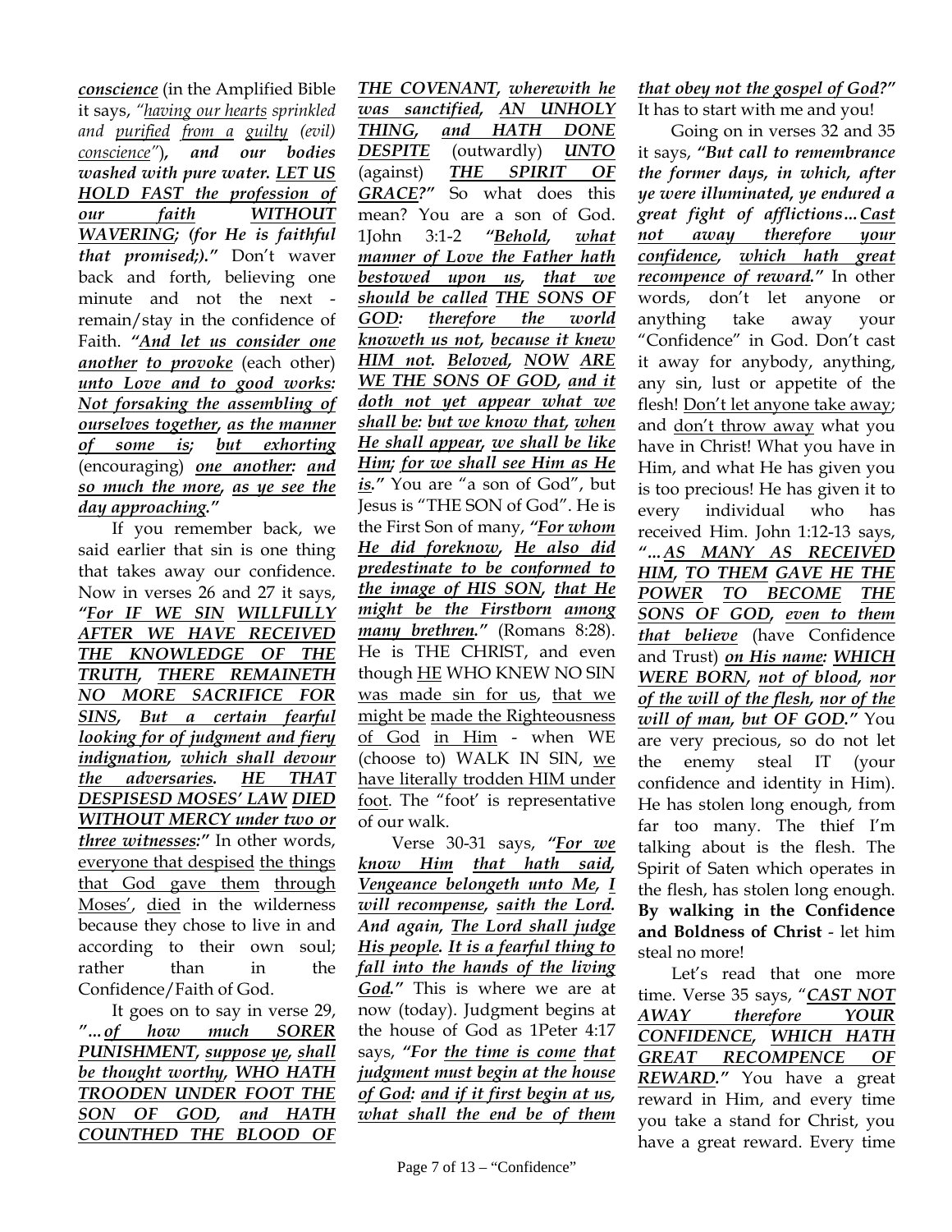***conscience*** (in the Amplified Bible it says, *"having our hearts sprinkled and purified from a guilty (evil) conscience"*), ***and our bodies washed with pure water. LET US HOLD FAST the profession of our faith WITHOUT WAVERING; (for He is faithful that promised;)."*** Don't waver back and forth, believing one minute and not the next - remain/stay in the confidence of Faith. ***"And let us consider one another to provoke*** (each other) ***unto Love and to good works: Not forsaking the assembling of ourselves together, as the manner of some is; but exhorting*** (encouraging) ***one another: and so much the more, as ye see the day approaching."***

If you remember back, we said earlier that sin is one thing that takes away our confidence. Now in verses 26 and 27 it says, ***"For IF WE SIN WILLFULLY AFTER WE HAVE RECEIVED THE KNOWLEDGE OF THE TRUTH, THERE REMAINETH NO MORE SACRIFICE FOR SINS, But a certain fearful looking for of judgment and fiery indignation, which shall devour the adversaries. HE THAT DESPISESD MOSES' LAW DIED WITHOUT MERCY under two or three witnesses:"*** In other words, everyone that despised the things that God gave them through Moses', died in the wilderness because they chose to live in and according to their own soul; rather than in the Confidence/Faith of God.

It goes on to say in verse 29, ***"...of how much SORER PUNISHMENT, suppose ye, shall be thought worthy, WHO HATH TROODEN UNDER FOOT THE SON OF GOD, and HATH COUNTHED THE BLOOD OF THE COVENANT, wherewith he was sanctified, AN UNHOLY THING, and HATH DONE DESPITE*** (outwardly) ***UNTO*** (against) ***THE SPIRIT OF GRACE?"*** So what does this mean? You are a son of God. 1John 3:1-2 ***"Behold, what manner of Love the Father hath bestowed upon us, that we should be called THE SONS OF GOD: therefore the world knoweth us not, because it knew HIM not. Beloved, NOW ARE WE THE SONS OF GOD, and it doth not yet appear what we shall be: but we know that, when He shall appear, we shall be like Him; for we shall see Him as He is."*** You are "a son of God", but Jesus is "THE SON of God". He is the First Son of many, ***"For whom He did foreknow, He also did predestinate to be conformed to the image of HIS SON, that He might be the Firstborn among many brethren."*** (Romans 8:28). He is THE CHRIST, and even though HE WHO KNEW NO SIN was made sin for us, that we might be made the Righteousness of God in Him - when WE (choose to) WALK IN SIN, we have literally trodden HIM under foot. The "foot' is representative of our walk.

Verse 30-31 says, ***"For we know Him that hath said, Vengeance belongeth unto Me, I will recompense, saith the Lord. And again, The Lord shall judge His people. It is a fearful thing to fall into the hands of the living God."*** This is where we are at now (today). Judgment begins at the house of God as 1Peter 4:17 says, ***"For the time is come that judgment must begin at the house of God: and if it first begin at us, what shall the end be of them that obey not the gospel of God?"*** It has to start with me and you!

Going on in verses 32 and 35 it says, ***"But call to remembrance the former days, in which, after ye were illuminated, ye endured a great fight of afflictions...Cast not away therefore your confidence, which hath great recompence of reward."*** In other words, don't let anyone or anything take away your "Confidence" in God. Don't cast it away for anybody, anything, any sin, lust or appetite of the flesh! Don't let anyone take away; and don't throw away what you have in Christ! What you have in Him, and what He has given you is too precious! He has given it to every individual who has received Him. John 1:12-13 says, ***"...AS MANY AS RECEIVED HIM, TO THEM GAVE HE THE POWER TO BECOME THE SONS OF GOD, even to them that believe*** (have Confidence and Trust) ***on His name: WHICH WERE BORN, not of blood, nor of the will of the flesh, nor of the will of man, but OF GOD."*** You are very precious, so do not let the enemy steal IT (your confidence and identity in Him). He has stolen long enough, from far too many. The thief I'm talking about is the flesh. The Spirit of Saten which operates in the flesh, has stolen long enough. **By walking in the Confidence and Boldness of Christ** - let him steal no more!

Let's read that one more time. Verse 35 says, "***CAST NOT AWAY therefore YOUR CONFIDENCE, WHICH HATH GREAT RECOMPENCE OF REWARD."*** You have a great reward in Him, and every time you take a stand for Christ, you have a great reward. Every time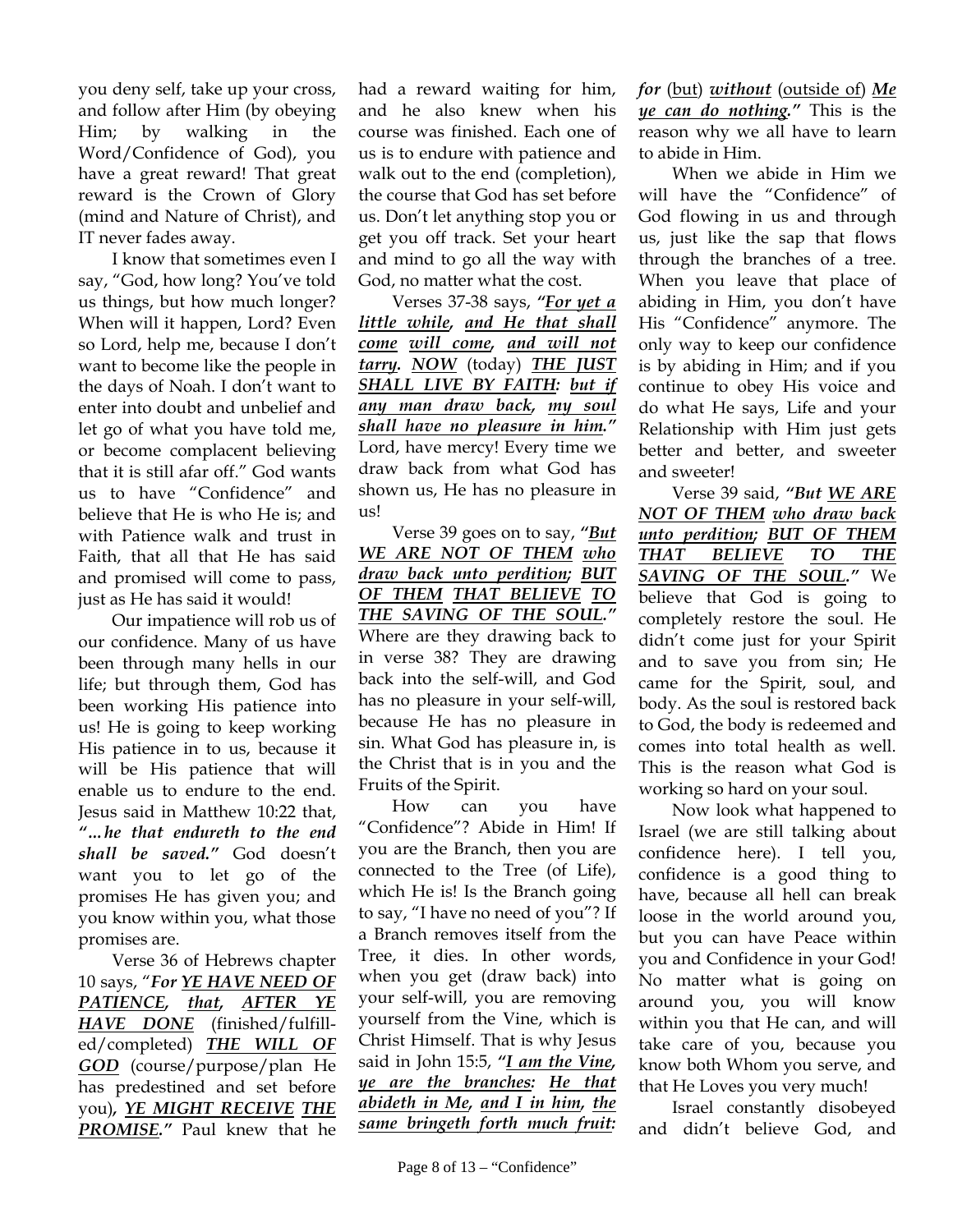you deny self, take up your cross, and follow after Him (by obeying Him; by walking in the Word/Confidence of God), you have a great reward! That great reward is the Crown of Glory (mind and Nature of Christ), and IT never fades away.

I know that sometimes even I say, "God, how long? You've told us things, but how much longer? When will it happen, Lord? Even so Lord, help me, because I don't want to become like the people in the days of Noah. I don't want to enter into doubt and unbelief and let go of what you have told me, or become complacent believing that it is still afar off." God wants us to have "Confidence" and believe that He is who He is; and with Patience walk and trust in Faith, that all that He has said and promised will come to pass, just as He has said it would!

Our impatience will rob us of our confidence. Many of us have been through many hells in our life; but through them, God has been working His patience into us! He is going to keep working His patience in to us, because it will be His patience that will enable us to endure to the end. Jesus said in Matthew 10:22 that, ***"…he that endureth to the end shall be saved."*** God doesn't want you to let go of the promises He has given you; and you know within you, what those promises are.

Verse 36 of Hebrews chapter 10 says, "***For <u>YE HAVE NEED OF PATIENCE</u>, <u>that</u>, <u>AFTER YE HAVE DONE</u>*** (finished/fulfilled/completed) ***<u>THE WILL OF GOD</u>*** (course/purpose/plan He has predestined and set before you), ***<u>YE MIGHT RECEIVE</u> <u>THE PROMISE</u>."*** Paul knew that he had a reward waiting for him, and he also knew when his course was finished. Each one of us is to endure with patience and walk out to the end (completion), the course that God has set before us. Don't let anything stop you or get you off track. Set your heart and mind to go all the way with God, no matter what the cost.

Verses 37-38 says, ***"<u>For yet a little while</u>, <u>and He that shall come</u> <u>will come</u>, <u>and will not tarry</u>. <u>NOW</u>*** (today) ***<u>THE JUST SHALL LIVE BY FAITH</u>: <u>but if any man draw back</u>, <u>my soul shall have no pleasure in him</u>."*** Lord, have mercy! Every time we draw back from what God has shown us, He has no pleasure in us!

Verse 39 goes on to say, ***"<u>But WE ARE NOT OF THEM</u> <u>who draw back unto perdition</u>; <u>BUT OF THEM</u> <u>THAT BELIEVE</u> <u>TO THE SAVING OF THE SOUL</u>."*** Where are they drawing back to in verse 38? They are drawing back into the self-will, and God has no pleasure in your self-will, because He has no pleasure in sin. What God has pleasure in, is the Christ that is in you and the Fruits of the Spirit.

How can you have "Confidence"? Abide in Him! If you are the Branch, then you are connected to the Tree (of Life), which He is! Is the Branch going to say, "I have no need of you"? If a Branch removes itself from the Tree, it dies. In other words, when you get (draw back) into your self-will, you are removing yourself from the Vine, which is Christ Himself. That is why Jesus said in John 15:5, ***"<u>I am the Vine</u>, <u>ye are the branches</u>: <u>He that abideth in Me</u>, <u>and I in him</u>, <u>the same bringeth forth much fruit</u>: for*** (<u>but</u>) ***<u>without</u>*** (<u>outside of</u>) ***<u>Me ye can do nothing</u>."*** This is the reason why we all have to learn to abide in Him.

When we abide in Him we will have the "Confidence" of God flowing in us and through us, just like the sap that flows through the branches of a tree. When you leave that place of abiding in Him, you don't have His "Confidence" anymore. The only way to keep our confidence is by abiding in Him; and if you continue to obey His voice and do what He says, Life and your Relationship with Him just gets better and better, and sweeter and sweeter!

Verse 39 said, ***"But <u>WE ARE NOT OF THEM</u> <u>who draw back unto perdition</u>; <u>BUT OF THEM THAT BELIEVE TO THE SAVING OF THE SOUL</u>."*** We believe that God is going to completely restore the soul. He didn't come just for your Spirit and to save you from sin; He came for the Spirit, soul, and body. As the soul is restored back to God, the body is redeemed and comes into total health as well. This is the reason what God is working so hard on your soul.

Now look what happened to Israel (we are still talking about confidence here). I tell you, confidence is a good thing to have, because all hell can break loose in the world around you, but you can have Peace within you and Confidence in your God! No matter what is going on around you, you will know within you that He can, and will take care of you, because you know both Whom you serve, and that He Loves you very much!

Israel constantly disobeyed and didn't believe God, and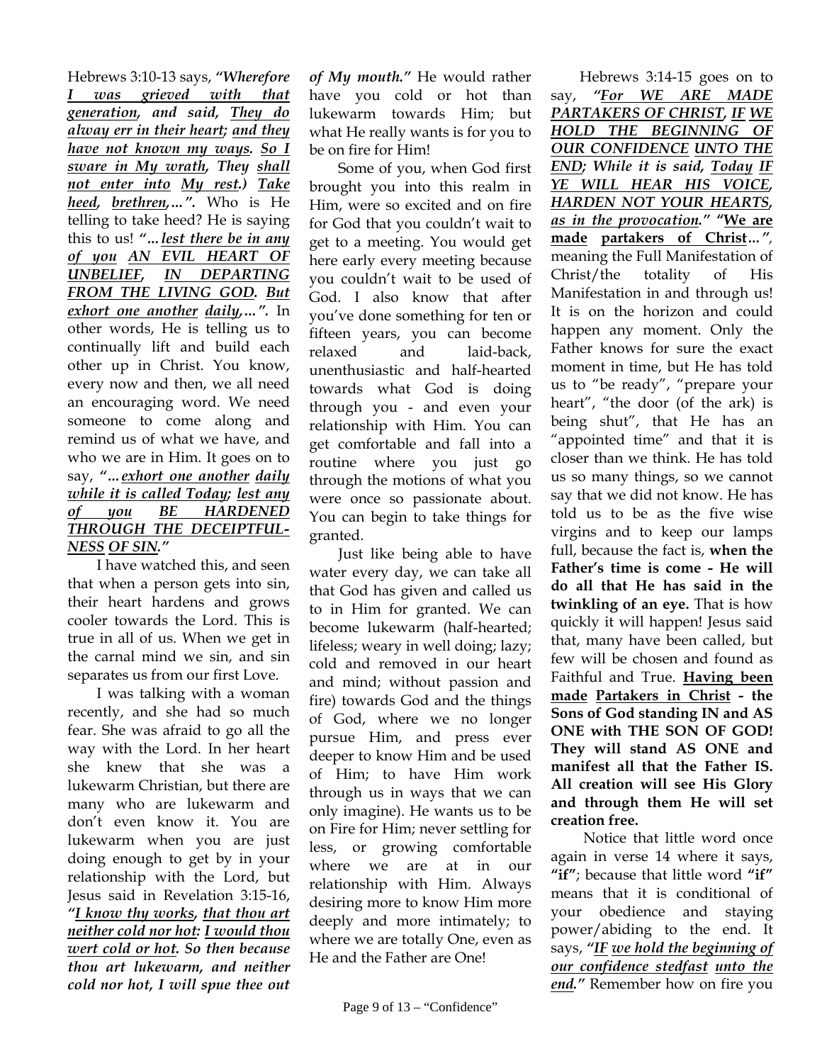Hebrews 3:10-13 says, ***"Wherefore I was grieved with that generation, and said, They do alway err in their heart; and they have not known my ways. So I sware in My wrath, They shall not enter into My rest.) Take heed, brethren,…"***. Who is He telling to take heed? He is saying this to us! ***"…lest there be in any of you AN EVIL HEART OF UNBELIEF, IN DEPARTING FROM THE LIVING GOD. But exhort one another daily,…"***. In other words, He is telling us to continually lift and build each other up in Christ. You know, every now and then, we all need an encouraging word. We need someone to come along and remind us of what we have, and who we are in Him. It goes on to say, ***"…exhort one another daily while it is called Today; lest any of you BE HARDENED THROUGH THE DECEIPTFUL-NESS OF SIN."***

I have watched this, and seen that when a person gets into sin, their heart hardens and grows cooler towards the Lord. This is true in all of us. When we get in the carnal mind we sin, and sin separates us from our first Love.

I was talking with a woman recently, and she had so much fear. She was afraid to go all the way with the Lord. In her heart she knew that she was a lukewarm Christian, but there are many who are lukewarm and don't even know it. You are lukewarm when you are just doing enough to get by in your relationship with the Lord, but Jesus said in Revelation 3:15-16, ***"I know thy works, that thou art neither cold nor hot: I would thou wert cold or hot. So then because thou art lukewarm, and neither cold nor hot, I will spue thee out of My mouth."*** He would rather have you cold or hot than lukewarm towards Him; but what He really wants is for you to be on fire for Him!

Some of you, when God first brought you into this realm in Him, were so excited and on fire for God that you couldn't wait to get to a meeting. You would get here early every meeting because you couldn't wait to be used of God. I also know that after you've done something for ten or fifteen years, you can become relaxed and laid-back, unenthusiastic and half-hearted towards what God is doing through you - and even your relationship with Him. You can get comfortable and fall into a routine where you just go through the motions of what you were once so passionate about. You can begin to take things for granted.

Just like being able to have water every day, we can take all that God has given and called us to in Him for granted. We can become lukewarm (half-hearted; lifeless; weary in well doing; lazy; cold and removed in our heart and mind; without passion and fire) towards God and the things of God, where we no longer pursue Him, and press ever deeper to know Him and be used of Him; to have Him work through us in ways that we can only imagine). He wants us to be on Fire for Him; never settling for less, or growing comfortable where we are at in our relationship with Him. Always desiring more to know Him more deeply and more intimately; to where we are totally One, even as He and the Father are One!

Hebrews 3:14-15 goes on to say, ***"For WE ARE MADE PARTAKERS OF CHRIST, IF WE HOLD THE BEGINNING OF OUR CONFIDENCE UNTO THE END; While it is said, Today IF YE WILL HEAR HIS VOICE, HARDEN NOT YOUR HEARTS, as in the provocation." "We are made partakers of Christ…"***, meaning the Full Manifestation of Christ/the totality of His Manifestation in and through us! It is on the horizon and could happen any moment. Only the Father knows for sure the exact moment in time, but He has told us to "be ready", "prepare your heart", "the door (of the ark) is being shut", that He has an "appointed time" and that it is closer than we think. He has told us so many things, so we cannot say that we did not know. He has told us to be as the five wise virgins and to keep our lamps full, because the fact is, **when the Father's time is come - He will do all that He has said in the twinkling of an eye.** That is how quickly it will happen! Jesus said that, many have been called, but few will be chosen and found as Faithful and True. **Having been made Partakers in Christ - the Sons of God standing IN and AS ONE with THE SON OF GOD! They will stand AS ONE and manifest all that the Father IS. All creation will see His Glory and through them He will set creation free.**

Notice that little word once again in verse 14 where it says, **"if"**; because that little word **"if"** means that it is conditional of your obedience and staying power/abiding to the end. It says, ***"IF we hold the beginning of our confidence stedfast unto the end."*** Remember how on fire you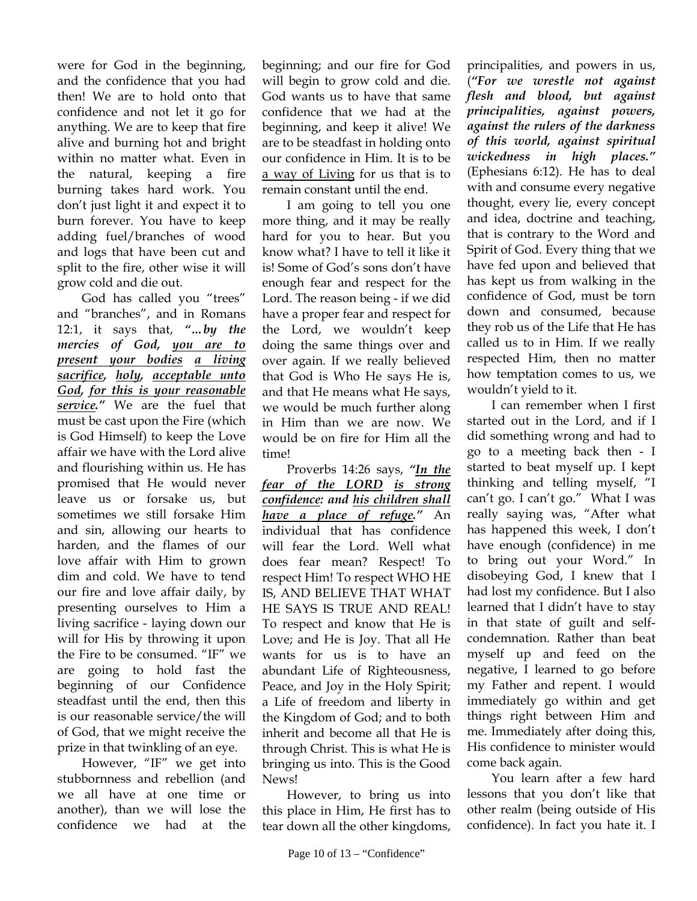were for God in the beginning, and the confidence that you had then! We are to hold onto that confidence and not let it go for anything. We are to keep that fire alive and burning hot and bright within no matter what. Even in the natural, keeping a fire burning takes hard work. You don't just light it and expect it to burn forever. You have to keep adding fuel/branches of wood and logs that have been cut and split to the fire, other wise it will grow cold and die out.

God has called you "trees" and "branches", and in Romans 12:1, it says that, ***"...by the mercies of God, <u>you are to present your bodies</u> <u>a living sacrifice</u>, <u>holy</u>, <u>acceptable unto God</u>, <u>for this is your reasonable service</u>."*** We are the fuel that must be cast upon the Fire (which is God Himself) to keep the Love affair we have with the Lord alive and flourishing within us. He has promised that He would never leave us or forsake us, but sometimes we still forsake Him and sin, allowing our hearts to harden, and the flames of our love affair with Him to grown dim and cold. We have to tend our fire and love affair daily, by presenting ourselves to Him a living sacrifice - laying down our will for His by throwing it upon the Fire to be consumed. "IF" we are going to hold fast the beginning of our Confidence steadfast until the end, then this is our reasonable service/the will of God, that we might receive the prize in that twinkling of an eye.

However, "IF" we get into stubbornness and rebellion (and we all have at one time or another), than we will lose the confidence we had at the beginning; and our fire for God will begin to grow cold and die. God wants us to have that same confidence that we had at the beginning, and keep it alive! We are to be steadfast in holding onto our confidence in Him. It is to be <u>a way of Living</u> for us that is to remain constant until the end.

I am going to tell you one more thing, and it may be really hard for you to hear. But you know what? I have to tell it like it is! Some of God's sons don't have enough fear and respect for the Lord. The reason being - if we did have a proper fear and respect for the Lord, we wouldn't keep doing the same things over and over again. If we really believed that God is Who He says He is, and that He means what He says, we would be much further along in Him than we are now. We would be on fire for Him all the time!

Proverbs 14:26 says, ***"<u>In the fear of the LORD</u> <u>is strong confidence</u>: and <u>his children shall have a place of refuge</u>."*** An individual that has confidence will fear the Lord. Well what does fear mean? Respect! To respect Him! To respect WHO HE IS, AND BELIEVE THAT WHAT HE SAYS IS TRUE AND REAL! To respect and know that He is Love; and He is Joy. That all He wants for us is to have an abundant Life of Righteousness, Peace, and Joy in the Holy Spirit; a Life of freedom and liberty in the Kingdom of God; and to both inherit and become all that He is through Christ. This is what He is bringing us into. This is the Good News!

However, to bring us into this place in Him, He first has to tear down all the other kingdoms, principalities, and powers in us, (***"For we wrestle not against flesh and blood, but against principalities, against powers, against the rulers of the darkness of this world, against spiritual wickedness in high places."*** (Ephesians 6:12). He has to deal with and consume every negative thought, every lie, every concept and idea, doctrine and teaching, that is contrary to the Word and Spirit of God. Every thing that we have fed upon and believed that has kept us from walking in the confidence of God, must be torn down and consumed, because they rob us of the Life that He has called us to in Him. If we really respected Him, then no matter how temptation comes to us, we wouldn't yield to it.

I can remember when I first started out in the Lord, and if I did something wrong and had to go to a meeting back then - I started to beat myself up. I kept thinking and telling myself, "I can't go. I can't go." What I was really saying was, "After what has happened this week, I don't have enough (confidence) in me to bring out your Word." In disobeying God, I knew that I had lost my confidence. But I also learned that I didn't have to stay in that state of guilt and self-condemnation. Rather than beat myself up and feed on the negative, I learned to go before my Father and repent. I would immediately go within and get things right between Him and me. Immediately after doing this, His confidence to minister would come back again.

You learn after a few hard lessons that you don't like that other realm (being outside of His confidence). In fact you hate it. I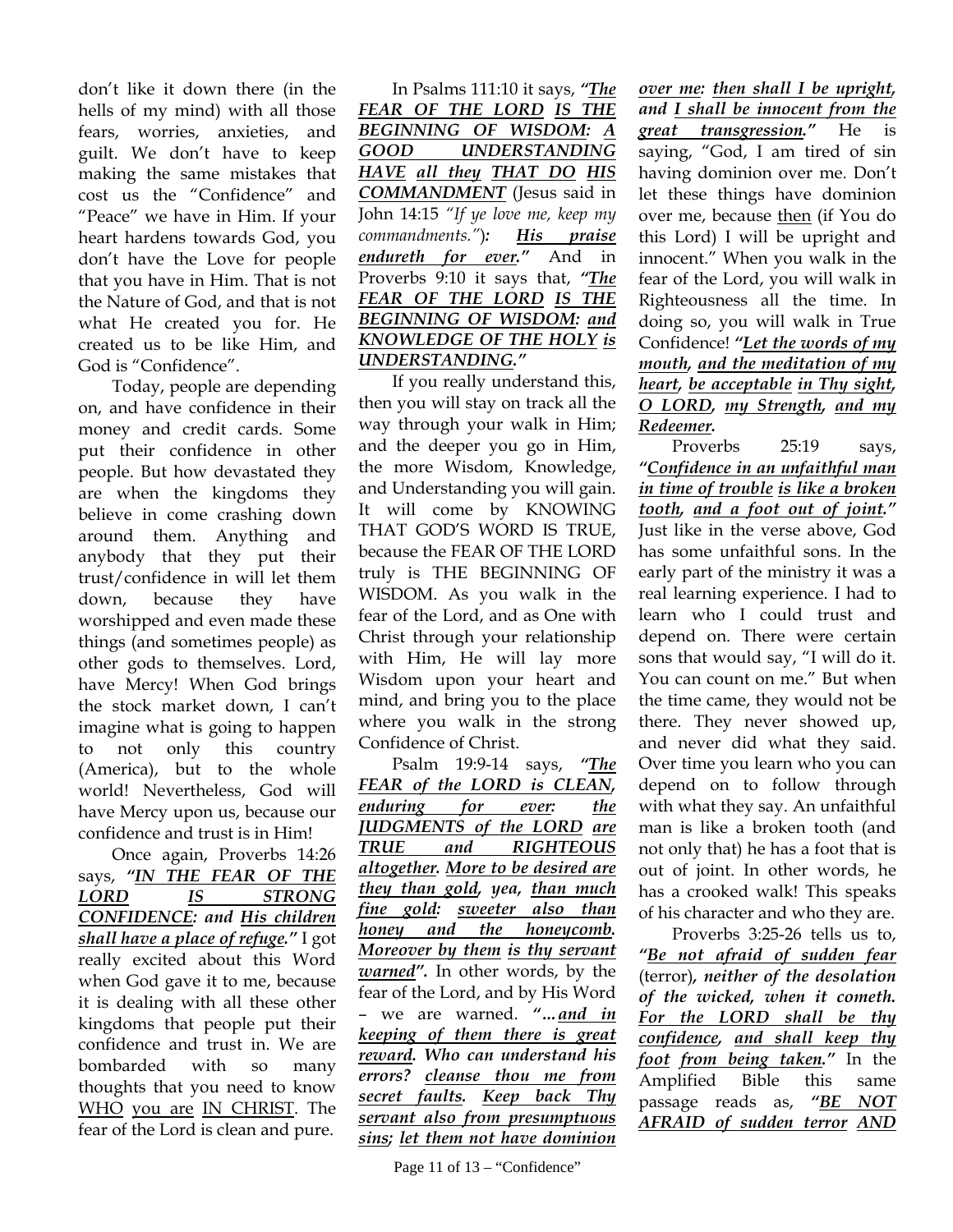don't like it down there (in the hells of my mind) with all those fears, worries, anxieties, and guilt. We don't have to keep making the same mistakes that cost us the "Confidence" and "Peace" we have in Him. If your heart hardens towards God, you don't have the Love for people that you have in Him. That is not the Nature of God, and that is not what He created you for. He created us to be like Him, and God is "Confidence".

Today, people are depending on, and have confidence in their money and credit cards. Some put their confidence in other people. But how devastated they are when the kingdoms they believe in come crashing down around them. Anything and anybody that they put their trust/confidence in will let them down, because they have worshipped and even made these things (and sometimes people) as other gods to themselves. Lord, have Mercy! When God brings the stock market down, I can't imagine what is going to happen to not only this country (America), but to the whole world! Nevertheless, God will have Mercy upon us, because our confidence and trust is in Him!

Once again, Proverbs 14:26 says, ***"IN THE FEAR OF THE LORD IS STRONG CONFIDENCE: and His children shall have a place of refuge."*** I got really excited about this Word when God gave it to me, because it is dealing with all these other kingdoms that people put their confidence and trust in. We are bombarded with so many thoughts that you need to know WHO you are IN CHRIST. The fear of the Lord is clean and pure.

In Psalms 111:10 it says, ***"The FEAR OF THE LORD IS THE BEGINNING OF WISDOM: A GOOD UNDERSTANDING HAVE all they THAT DO HIS COMMANDMENT*** (Jesus said in John 14:15 *"If ye love me, keep my commandments."*)***: His praise endureth for ever."*** And in Proverbs 9:10 it says that, ***"The FEAR OF THE LORD IS THE BEGINNING OF WISDOM: and KNOWLEDGE OF THE HOLY is UNDERSTANDING."***

If you really understand this, then you will stay on track all the way through your walk in Him; and the deeper you go in Him, the more Wisdom, Knowledge, and Understanding you will gain. It will come by KNOWING THAT GOD'S WORD IS TRUE, because the FEAR OF THE LORD truly is THE BEGINNING OF WISDOM. As you walk in the fear of the Lord, and as One with Christ through your relationship with Him, He will lay more Wisdom upon your heart and mind, and bring you to the place where you walk in the strong Confidence of Christ.

Psalm 19:9-14 says, ***"The FEAR of the LORD is CLEAN, enduring for ever: the JUDGMENTS of the LORD are TRUE and RIGHTEOUS altogether. More to be desired are they than gold, yea, than much fine gold: sweeter also than honey and the honeycomb. Moreover by them is thy servant warned".*** In other words, by the fear of the Lord, and by His Word – we are warned. ***"…and in keeping of them there is great reward. Who can understand his errors? cleanse thou me from secret faults. Keep back Thy servant also from presumptuous sins; let them not have dominion over me: then shall I be upright, and I shall be innocent from the great transgression."*** He is saying, "God, I am tired of sin having dominion over me. Don't let these things have dominion over me, because then (if You do this Lord) I will be upright and innocent." When you walk in the fear of the Lord, you will walk in Righteousness all the time. In doing so, you will walk in True Confidence! ***"Let the words of my mouth, and the meditation of my heart, be acceptable in Thy sight, O LORD, my Strength, and my Redeemer.***

Proverbs 25:19 says, ***"Confidence in an unfaithful man in time of trouble is like a broken tooth, and a foot out of joint."*** Just like in the verse above, God has some unfaithful sons. In the early part of the ministry it was a real learning experience. I had to learn who I could trust and depend on. There were certain sons that would say, "I will do it. You can count on me." But when the time came, they would not be there. They never showed up, and never did what they said. Over time you learn who you can depend on to follow through with what they say. An unfaithful man is like a broken tooth (and not only that) he has a foot that is out of joint. In other words, he has a crooked walk! This speaks of his character and who they are.

Proverbs 3:25-26 tells us to, ***"Be not afraid of sudden fear*** (terror)***, neither of the desolation of the wicked, when it cometh. For the LORD shall be thy confidence, and shall keep thy foot from being taken."*** In the Amplified Bible this same passage reads as, ***"BE NOT AFRAID of sudden terror AND***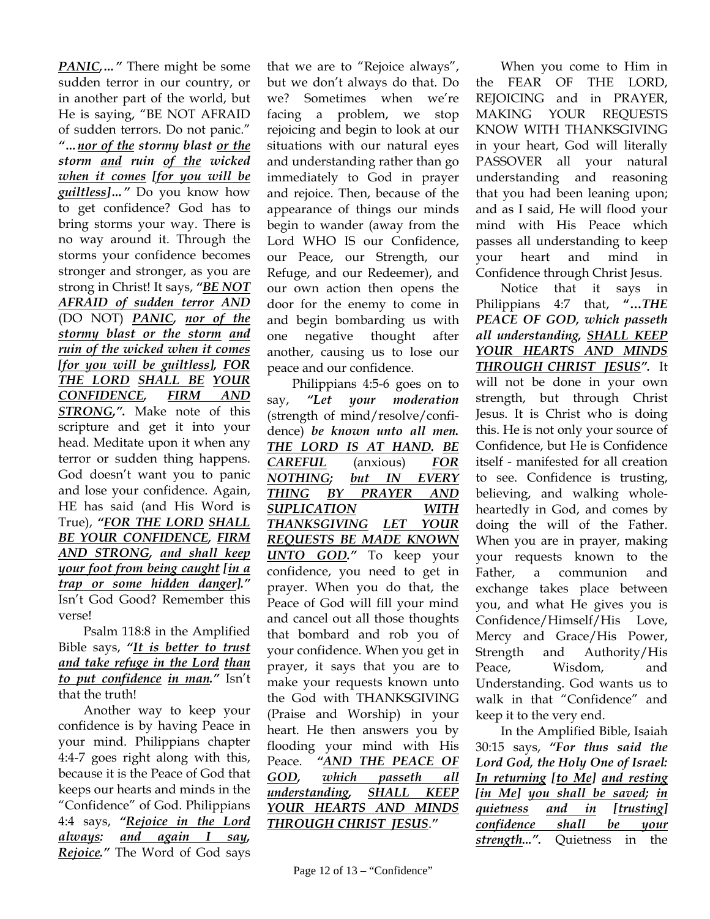***PANIC,…"*** There might be some sudden terror in our country, or in another part of the world, but He is saying, "BE NOT AFRAID of sudden terrors. Do not panic." ***"…nor of the stormy blast or the storm and ruin of the wicked when it comes [for you will be guiltless]…"*** Do you know how to get confidence? God has to bring storms your way. There is no way around it. Through the storms your confidence becomes stronger and stronger, as you are strong in Christ! It says, ***"BE NOT AFRAID of sudden terror AND*** (DO NOT) ***PANIC, nor of the stormy blast or the storm and ruin of the wicked when it comes [for you will be guiltless], FOR THE LORD SHALL BE YOUR CONFIDENCE, FIRM AND STRONG,".*** Make note of this scripture and get it into your head. Meditate upon it when any terror or sudden thing happens. God doesn't want you to panic and lose your confidence. Again, HE has said (and His Word is True), ***"FOR THE LORD SHALL BE YOUR CONFIDENCE, FIRM AND STRONG, and shall keep your foot from being caught [in a trap or some hidden danger]."*** Isn't God Good? Remember this verse!

Psalm 118:8 in the Amplified Bible says, ***"It is better to trust and take refuge in the Lord than to put confidence in man."*** Isn't that the truth!

Another way to keep your confidence is by having Peace in your mind. Philippians chapter 4:4-7 goes right along with this, because it is the Peace of God that keeps our hearts and minds in the "Confidence" of God. Philippians 4:4 says, ***"Rejoice in the Lord always: and again I say, Rejoice."*** The Word of God says that we are to "Rejoice always", but we don't always do that. Do we? Sometimes when we're facing a problem, we stop rejoicing and begin to look at our situations with our natural eyes and understanding rather than go immediately to God in prayer and rejoice. Then, because of the appearance of things our minds begin to wander (away from the Lord WHO IS our Confidence, our Peace, our Strength, our Refuge, and our Redeemer), and our own action then opens the door for the enemy to come in and begin bombarding us with one negative thought after another, causing us to lose our peace and our confidence.

Philippians 4:5-6 goes on to say, ***"Let your moderation*** (strength of mind/resolve/confidence) ***be known unto all men. THE LORD IS AT HAND. BE CAREFUL*** (anxious) ***FOR NOTHING; but IN EVERY THING BY PRAYER AND SUPLICATION WITH THANKSGIVING LET YOUR REQUESTS BE MADE KNOWN UNTO GOD."*** To keep your confidence, you need to get in prayer. When you do that, the Peace of God will fill your mind and cancel out all those thoughts that bombard and rob you of your confidence. When you get in prayer, it says that you are to make your requests known unto the God with THANKSGIVING (Praise and Worship) in your heart. He then answers you by flooding your mind with His Peace. ***"AND THE PEACE OF GOD, which passeth all understanding, SHALL KEEP YOUR HEARTS AND MINDS THROUGH CHRIST JESUS."***

When you come to Him in the FEAR OF THE LORD, REJOICING and in PRAYER, MAKING YOUR REQUESTS KNOW WITH THANKSGIVING in your heart, God will literally PASSOVER all your natural understanding and reasoning that you had been leaning upon; and as I said, He will flood your mind with His Peace which passes all understanding to keep your heart and mind in Confidence through Christ Jesus.

Notice that it says in Philippians 4:7 that, ***"…THE PEACE OF GOD, which passeth all understanding, SHALL KEEP YOUR HEARTS AND MINDS THROUGH CHRIST JESUS".*** It will not be done in your own strength, but through Christ Jesus. It is Christ who is doing this. He is not only your source of Confidence, but He is Confidence itself - manifested for all creation to see. Confidence is trusting, believing, and walking wholeheartedly in God, and comes by doing the will of the Father. When you are in prayer, making your requests known to the Father, a communion and exchange takes place between you, and what He gives you is Confidence/Himself/His Love, Mercy and Grace/His Power, Strength and Authority/His Peace, Wisdom, and Understanding. God wants us to walk in that "Confidence" and keep it to the very end.

In the Amplified Bible, Isaiah 30:15 says, ***"For thus said the Lord God, the Holy One of Israel: In returning [to Me] and resting [in Me] you shall be saved; in quietness and in [trusting] confidence shall be your strength...".*** Quietness in the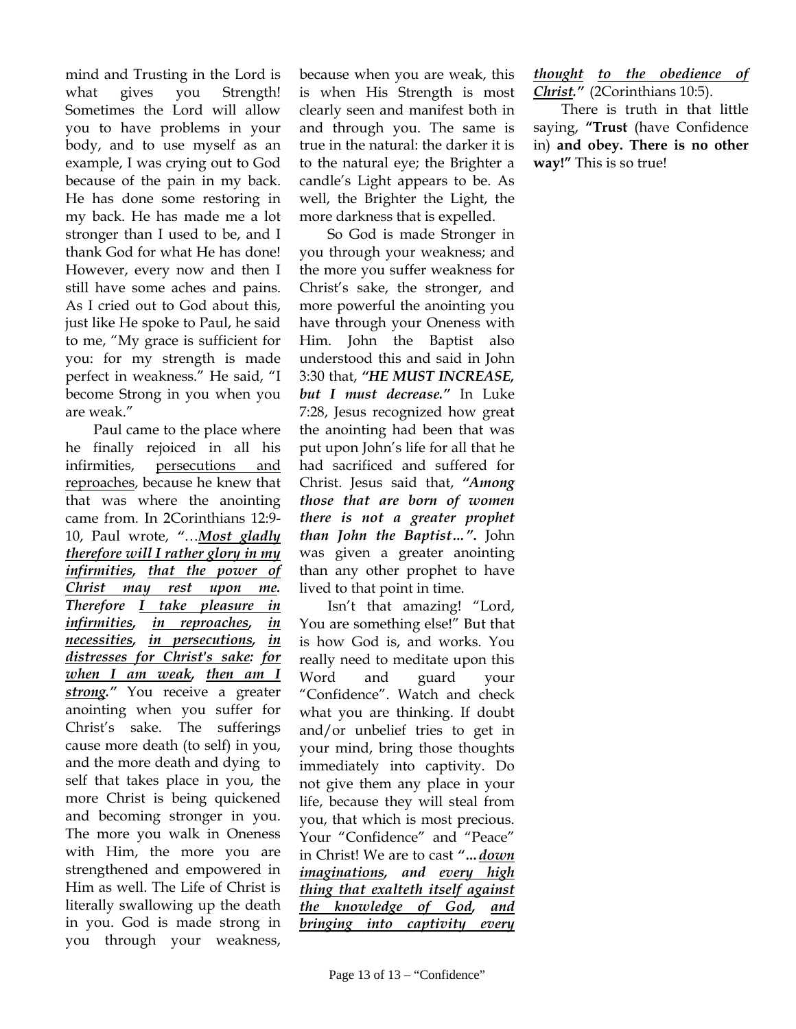mind and Trusting in the Lord is what gives you Strength! Sometimes the Lord will allow you to have problems in your body, and to use myself as an example, I was crying out to God because of the pain in my back. He has done some restoring in my back. He has made me a lot stronger than I used to be, and I thank God for what He has done! However, every now and then I still have some aches and pains. As I cried out to God about this, just like He spoke to Paul, he said to me, "My grace is sufficient for you: for my strength is made perfect in weakness." He said, "I become Strong in you when you are weak."

Paul came to the place where he finally rejoiced in all his infirmities, <u>persecutions and reproaches</u>, because he knew that that was where the anointing came from. In 2Corinthians 12:9-10, Paul wrote, *"…<u>**Most gladly therefore will I rather glory in my infirmities**</u>, <u>**that the power of Christ may rest upon me.**</u> **Therefore <u>I take pleasure in infirmities</u>, <u>in reproaches</u>, <u>in necessities</u>, <u>in persecutions</u>, <u>in distresses for Christ's sake</u>: <u>for when I am weak</u>, <u>then am I strong</u>."*** You receive a greater anointing when you suffer for Christ's sake. The sufferings cause more death (to self) in you, and the more death and dying to self that takes place in you, the more Christ is being quickened and becoming stronger in you. The more you walk in Oneness with Him, the more you are strengthened and empowered in Him as well. The Life of Christ is literally swallowing up the death in you. God is made strong in you through your weakness, because when you are weak, this is when His Strength is most clearly seen and manifest both in and through you. The same is true in the natural: the darker it is to the natural eye; the Brighter a candle's Light appears to be. As well, the Brighter the Light, the more darkness that is expelled.

So God is made Stronger in you through your weakness; and the more you suffer weakness for Christ's sake, the stronger, and more powerful the anointing you have through your Oneness with Him. John the Baptist also understood this and said in John 3:30 that, ***"HE MUST INCREASE, but I must decrease."*** In Luke 7:28, Jesus recognized how great the anointing had been that was put upon John's life for all that he had sacrificed and suffered for Christ. Jesus said that, ***"Among those that are born of women there is not a greater prophet than John the Baptist…".*** John was given a greater anointing than any other prophet to have lived to that point in time.

Isn't that amazing! "Lord, You are something else!" But that is how God is, and works. You really need to meditate upon this Word and guard your "Confidence". Watch and check what you are thinking. If doubt and/or unbelief tries to get in your mind, bring those thoughts immediately into captivity. Do not give them any place in your life, because they will steal from you, that which is most precious. Your "Confidence" and "Peace" in Christ! We are to cast ***"…<u>down imaginations</u>, and <u>every high thing that exalteth itself against the knowledge of God</u>, <u>and bringing into captivity every thought</u> <u>to the obedience of Christ</u>."*** (2Corinthians 10:5).

There is truth in that little saying, **"Trust** (have Confidence in) **and obey. There is no other way!"** This is so true!